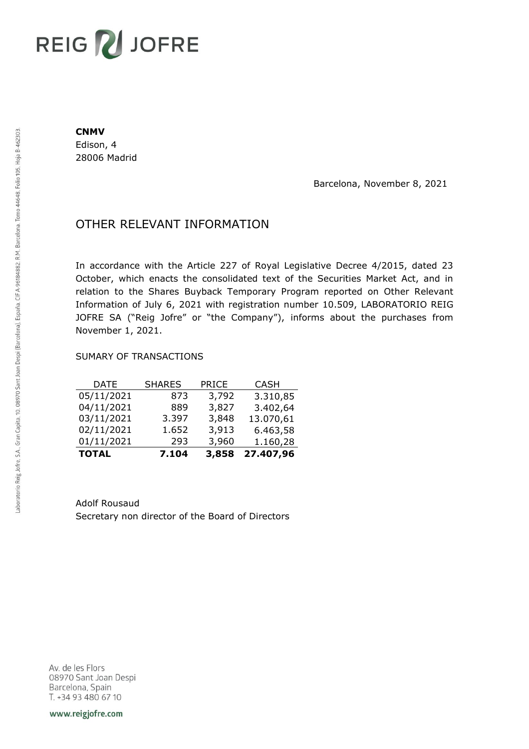REIG JOFRE

**CNMV**
Edison, 4
28006 Madrid

Barcelona, November 8, 2021

# OTHER RELEVANT INFORMATION

In accordance with the Article 227 of Royal Legislative Decree 4/2015, dated 23 October, which enacts the consolidated text of the Securities Market Act, and in relation to the Shares Buyback Temporary Program reported on Other Relevant Information of July 6, 2021 with registration number 10.509, LABORATORIO REIG JOFRE SA ("Reig Jofre" or "the Company"), informs about the purchases from November 1, 2021.

SUMARY OF TRANSACTIONS

| DATE | SHARES | PRICE | CASH |
|---|---|---|---|
| 05/11/2021 | 873 | 3,792 | 3.310,85 |
| 04/11/2021 | 889 | 3,827 | 3.402,64 |
| 03/11/2021 | 3.397 | 3,848 | 13.070,61 |
| 02/11/2021 | 1.652 | 3,913 | 6.463,58 |
| 01/11/2021 | 293 | 3,960 | 1.160,28 |
| **TOTAL** | **7.104** | **3,858** | **27.407,96** |

Adolf Rousaud
Secretary non director of the Board of Directors

Av. de les Flors
08970 Sant Joan Despi
Barcelona, Spain
T. +34 93 480 67 10

www.reigjofre.com

Laboratorio Reig Jofre, S.A., Gran Capita, 10, 08970 Sant Joan Despi (Barcelona), España. CIF A-96184882. R.M. Barcelona. Tomo 44648, Folio 105, Hoja B-462303.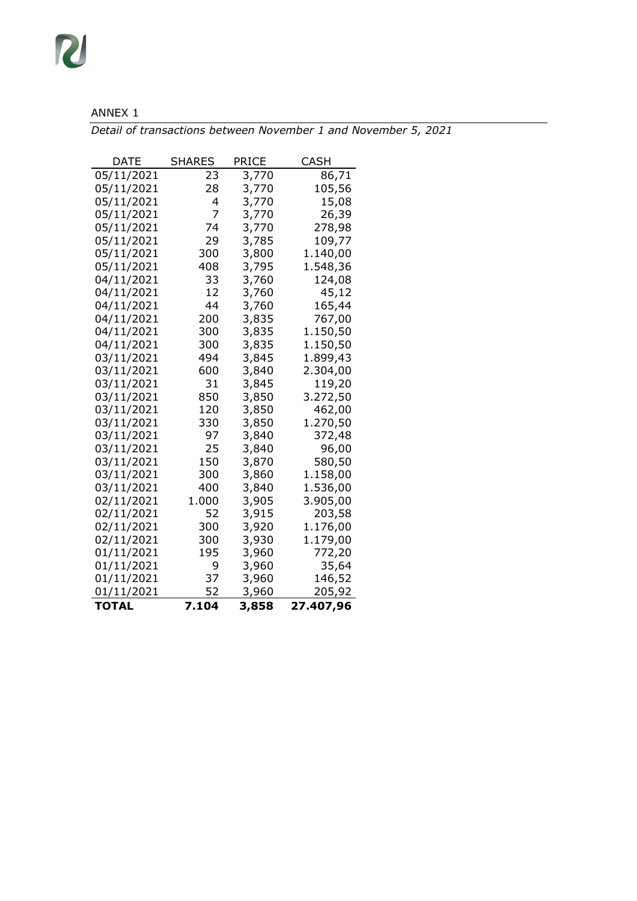ANNEX 1

*Detail of transactions between November 1 and November 5, 2021*

| DATE | SHARES | PRICE | CASH |
|---|---|---|---|
| 05/11/2021 | 23 | 3,770 | 86,71 |
| 05/11/2021 | 28 | 3,770 | 105,56 |
| 05/11/2021 | 4 | 3,770 | 15,08 |
| 05/11/2021 | 7 | 3,770 | 26,39 |
| 05/11/2021 | 74 | 3,770 | 278,98 |
| 05/11/2021 | 29 | 3,785 | 109,77 |
| 05/11/2021 | 300 | 3,800 | 1.140,00 |
| 05/11/2021 | 408 | 3,795 | 1.548,36 |
| 04/11/2021 | 33 | 3,760 | 124,08 |
| 04/11/2021 | 12 | 3,760 | 45,12 |
| 04/11/2021 | 44 | 3,760 | 165,44 |
| 04/11/2021 | 200 | 3,835 | 767,00 |
| 04/11/2021 | 300 | 3,835 | 1.150,50 |
| 04/11/2021 | 300 | 3,835 | 1.150,50 |
| 03/11/2021 | 494 | 3,845 | 1.899,43 |
| 03/11/2021 | 600 | 3,840 | 2.304,00 |
| 03/11/2021 | 31 | 3,845 | 119,20 |
| 03/11/2021 | 850 | 3,850 | 3.272,50 |
| 03/11/2021 | 120 | 3,850 | 462,00 |
| 03/11/2021 | 330 | 3,850 | 1.270,50 |
| 03/11/2021 | 97 | 3,840 | 372,48 |
| 03/11/2021 | 25 | 3,840 | 96,00 |
| 03/11/2021 | 150 | 3,870 | 580,50 |
| 03/11/2021 | 300 | 3,860 | 1.158,00 |
| 03/11/2021 | 400 | 3,840 | 1.536,00 |
| 02/11/2021 | 1.000 | 3,905 | 3.905,00 |
| 02/11/2021 | 52 | 3,915 | 203,58 |
| 02/11/2021 | 300 | 3,920 | 1.176,00 |
| 02/11/2021 | 300 | 3,930 | 1.179,00 |
| 01/11/2021 | 195 | 3,960 | 772,20 |
| 01/11/2021 | 9 | 3,960 | 35,64 |
| 01/11/2021 | 37 | 3,960 | 146,52 |
| 01/11/2021 | 52 | 3,960 | 205,92 |
| **TOTAL** | **7.104** | **3,858** | **27.407,96** |